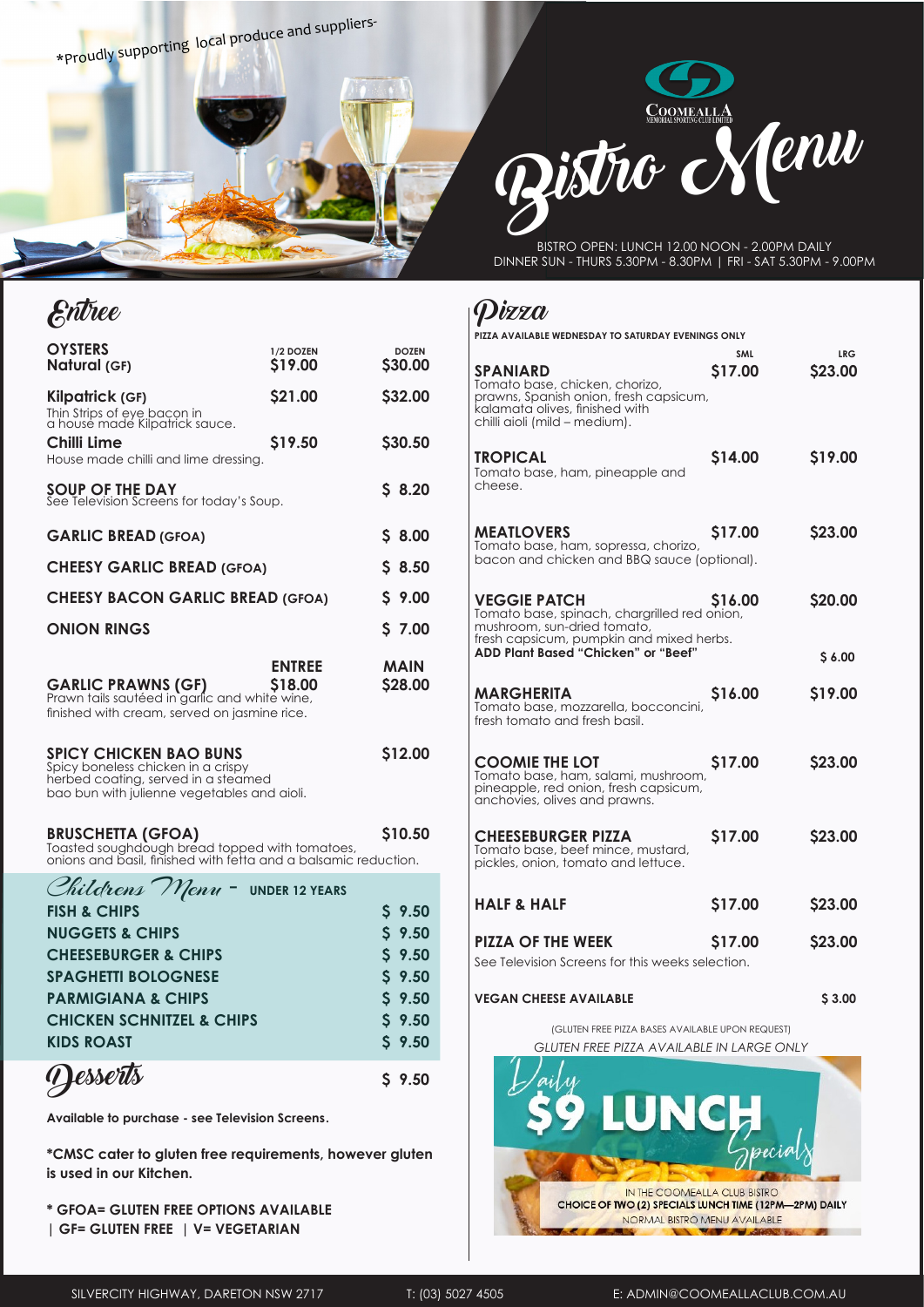*Proudly supporting local produce and suppliers-

# Bistro Menu

COOMEALLA MEMORIAL SPORTING CLUB LIMITED

BISTRO OPEN: LUNCH 12.00 NOON - 2.00PM DAILY
DINNER SUN - THURS 5.30PM - 8.30PM | FRI - SAT 5.30PM - 9.00PM

## Entree

| | 1/2 DOZEN | DOZEN |
|---|---|---|
| **OYSTERS** **Natural (GF)** | $19.00 | $30.00 |
| **Kilpatrick (GF)** Thin Strips of eye bacon in a house made Kilpatrick sauce. | $21.00 | $32.00 |
| **Chilli Lime** House made chilli and lime dressing. | $19.50 | $30.50 |

**SOUP OF THE DAY** — $ 8.20
See Television Screens for today's Soup.

**GARLIC BREAD (GFOA)** — $ 8.00

**CHEESY GARLIC BREAD (GFOA)** — $ 8.50

**CHEESY BACON GARLIC BREAD (GFOA)** — $ 9.00

**ONION RINGS** — $ 7.00

| | ENTREE | MAIN |
|---|---|---|
| **GARLIC PRAWNS (GF)** Prawn tails sautéed in garlic and white wine, finished with cream, served on jasmine rice. | $18.00 | $28.00 |

**SPICY CHICKEN BAO BUNS** — $12.00
Spicy boneless chicken in a crispy herbed coating, served in a steamed bao bun with julienne vegetables and aioli.

**BRUSCHETTA (GFOA)** — $10.50
Toasted soughdough bread topped with tomatoes, onions and basil, finished with fetta and a balsamic reduction.

## Childrens Menu - UNDER 12 YEARS

| | |
|---|---|
| **FISH & CHIPS** | $ 9.50 |
| **NUGGETS & CHIPS** | $ 9.50 |
| **CHEESEBURGER & CHIPS** | $ 9.50 |
| **SPAGHETTI BOLOGNESE** | $ 9.50 |
| **PARMIGIANA & CHIPS** | $ 9.50 |
| **CHICKEN SCHNITZEL & CHIPS** | $ 9.50 |
| **KIDS ROAST** | $ 9.50 |

## Desserts — $ 9.50

**Available to purchase - see Television Screens.**

**\*CMSC cater to gluten free requirements, however gluten is used in our Kitchen.**

**\* GFOA= GLUTEN FREE OPTIONS AVAILABLE | GF= GLUTEN FREE | V= VEGETARIAN**

## Pizza

**PIZZA AVAILABLE WEDNESDAY TO SATURDAY EVENINGS ONLY**

| | SML | LRG |
|---|---|---|
| **SPANIARD** Tomato base, chicken, chorizo, prawns, Spanish onion, fresh capsicum, kalamata olives, finished with chilli aioli (mild – medium). | $17.00 | $23.00 |
| **TROPICAL** Tomato base, ham, pineapple and cheese. | $14.00 | $19.00 |
| **MEATLOVERS** Tomato base, ham, sopressa, chorizo, bacon and chicken and BBQ sauce (optional). | $17.00 | $23.00 |
| **VEGGIE PATCH** Tomato base, spinach, chargrilled red onion, mushroom, sun-dried tomato, fresh capsicum, pumpkin and mixed herbs. | $16.00 | $20.00 |
| **ADD Plant Based "Chicken" or "Beef"** | | $ 6.00 |
| **MARGHERITA** Tomato base, mozzarella, bocconcini, fresh tomato and fresh basil. | $16.00 | $19.00 |
| **COOMIE THE LOT** Tomato base, ham, salami, mushroom, pineapple, red onion, fresh capsicum, anchovies, olives and prawns. | $17.00 | $23.00 |
| **CHEESEBURGER PIZZA** Tomato base, beef mince, mustard, pickles, onion, tomato and lettuce. | $17.00 | $23.00 |
| **HALF & HALF** | $17.00 | $23.00 |
| **PIZZA OF THE WEEK** See Television Screens for this weeks selection. | $17.00 | $23.00 |
| **VEGAN CHEESE AVAILABLE** | | $ 3.00 |

(GLUTEN FREE PIZZA BASES AVAILABLE UPON REQUEST)

*GLUTEN FREE PIZZA AVAILABLE IN LARGE ONLY*

Daily $9 LUNCH Specials

IN THE COOMEALLA CLUB BISTRO
**CHOICE OF TWO (2) SPECIALS LUNCH TIME (12PM—2PM) DAILY**
NORMAL BISTRO MENU AVAILABLE

SILVERCITY HIGHWAY, DARETON NSW 2717 | T: (03) 5027 4505 | E: ADMIN@COOMEALLACLUB.COM.AU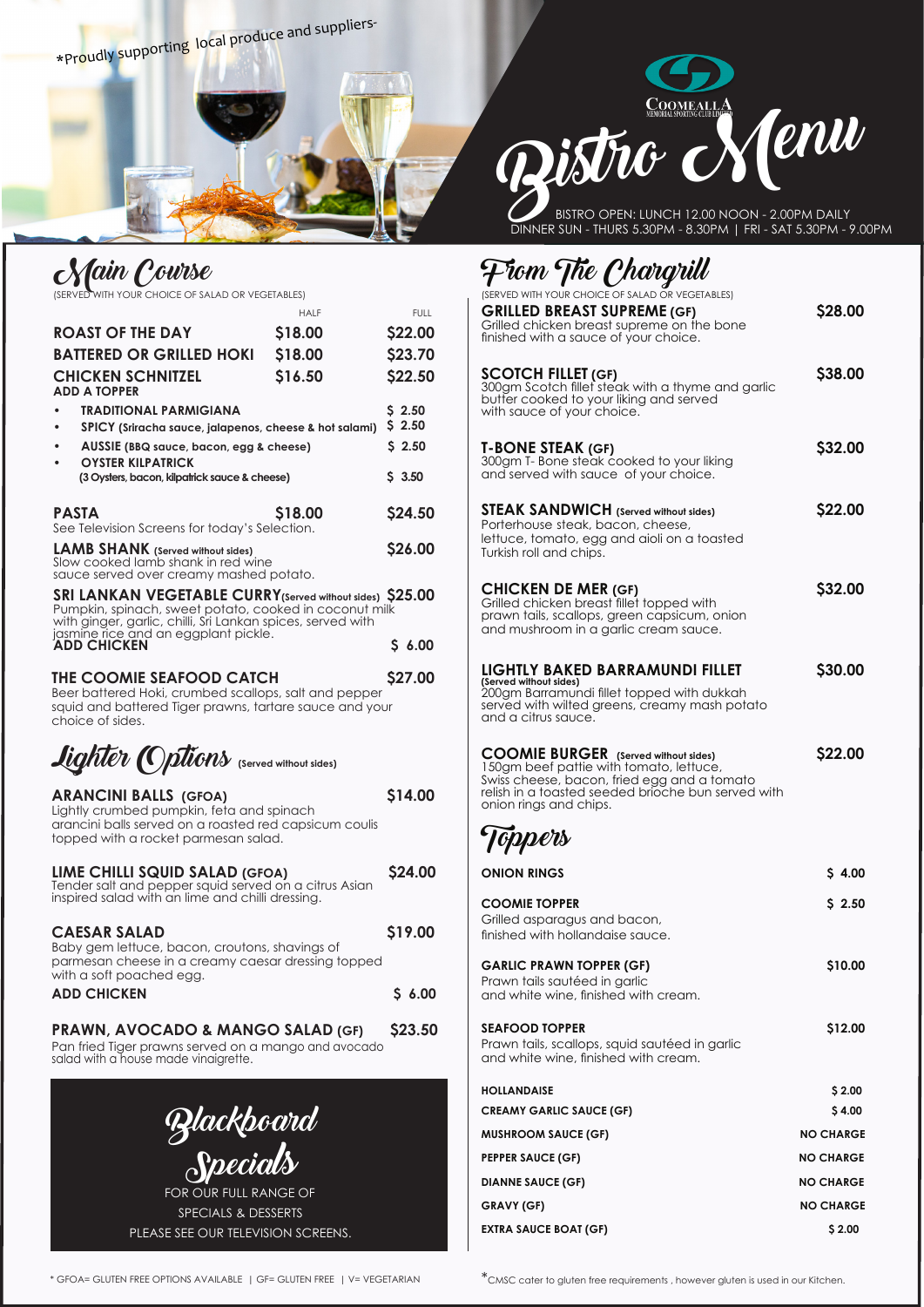*Proudly supporting local produce and suppliers-

COOMEALLA MEMORIAL SPORTING CLUB LIMITED

# Bistro Menu

BISTRO OPEN: LUNCH 12.00 NOON - 2.00PM DAILY
DINNER SUN - THURS 5.30PM - 8.30PM | FRI - SAT 5.30PM - 9.00PM

## Main Course

(SERVED WITH YOUR CHOICE OF SALAD OR VEGETABLES)

| | HALF | FULL |
|---|---|---|
| **ROAST OF THE DAY** | **$18.00** | **$22.00** |
| **BATTERED OR GRILLED HOKI** | **$18.00** | **$23.70** |
| **CHICKEN SCHNITZEL** | **$16.50** | **$22.50** |

**ADD A TOPPER**

- **TRADITIONAL PARMIGIANA** — $ 2.50
- **SPICY (Sriracha sauce, jalapenos, cheese & hot salami)** — $ 2.50
- **AUSSIE (BBQ sauce, bacon, egg & cheese)** — $ 2.50
- **OYSTER KILPATRICK (3 Oysters, bacon, kilpatrick sauce & cheese)** — $ 3.50

**PASTA** — HALF $18.00 | FULL $24.50
See Television Screens for today's Selection.

**LAMB SHANK (Served without sides)** — $26.00
Slow cooked lamb shank in red wine sauce served over creamy mashed potato.

**SRI LANKAN VEGETABLE CURRY (Served without sides)** — $25.00
Pumpkin, spinach, sweet potato, cooked in coconut milk with ginger, garlic, chilli, Sri Lankan spices, served with jasmine rice and an eggplant pickle.
**ADD CHICKEN** — $ 6.00

**THE COOMIE SEAFOOD CATCH** — $27.00
Beer battered Hoki, crumbed scallops, salt and pepper squid and battered Tiger prawns, tartare sauce and your choice of sides.

## Lighter Options (Served without sides)

**ARANCINI BALLS (GFOA)** — $14.00
Lightly crumbed pumpkin, feta and spinach arancini balls served on a roasted red capsicum coulis topped with a rocket parmesan salad.

**LIME CHILLI SQUID SALAD (GFOA)** — $24.00
Tender salt and pepper squid served on a citrus Asian inspired salad with an lime and chilli dressing.

**CAESAR SALAD** — $19.00
Baby gem lettuce, bacon, croutons, shavings of parmesan cheese in a creamy caesar dressing topped with a soft poached egg.
**ADD CHICKEN** — $ 6.00

**PRAWN, AVOCADO & MANGO SALAD (GF)** — $23.50
Pan fried Tiger prawns served on a mango and avocado salad with a house made vinaigrette.

## Blackboard Specials

FOR OUR FULL RANGE OF SPECIALS & DESSERTS PLEASE SEE OUR TELEVISION SCREENS.

## From The Chargrill

(SERVED WITH YOUR CHOICE OF SALAD OR VEGETABLES)

**GRILLED BREAST SUPREME (GF)** — $28.00
Grilled chicken breast supreme on the bone finished with a sauce of your choice.

**SCOTCH FILLET (GF)** — $38.00
300gm Scotch fillet steak with a thyme and garlic butter cooked to your liking and served with sauce of your choice.

**T-BONE STEAK (GF)** — $32.00
300gm T- Bone steak cooked to your liking and served with sauce of your choice.

**STEAK SANDWICH (Served without sides)** — $22.00
Porterhouse steak, bacon, cheese, lettuce, tomato, egg and aioli on a toasted Turkish roll and chips.

**CHICKEN DE MER (GF)** — $32.00
Grilled chicken breast fillet topped with prawn tails, scallops, green capsicum, onion and mushroom in a garlic cream sauce.

**LIGHTLY BAKED BARRAMUNDI FILLET (Served without sides)** — $30.00
200gm Barramundi fillet topped with dukkah served with wilted greens, creamy mash potato and a citrus sauce.

**COOMIE BURGER (Served without sides)** — $22.00
150gm beef pattie with tomato, lettuce, Swiss cheese, bacon, fried egg and a tomato relish in a toasted seeded brioche bun served with onion rings and chips.

## Toppers

| | |
|---|---|
| **ONION RINGS** | $ 4.00 |
| **COOMIE TOPPER** Grilled asparagus and bacon, finished with hollandaise sauce. | $ 2.50 |
| **GARLIC PRAWN TOPPER (GF)** Prawn tails sautéed in garlic and white wine, finished with cream. | $10.00 |
| **SEAFOOD TOPPER** Prawn tails, scallops, squid sautéed in garlic and white wine, finished with cream. | $12.00 |
| **HOLLANDAISE** | $ 2.00 |
| **CREAMY GARLIC SAUCE (GF)** | $ 4.00 |
| **MUSHROOM SAUCE (GF)** | NO CHARGE |
| **PEPPER SAUCE (GF)** | NO CHARGE |
| **DIANNE SAUCE (GF)** | NO CHARGE |
| **GRAVY (GF)** | NO CHARGE |
| **EXTRA SAUCE BOAT (GF)** | $ 2.00 |

* GFOA= GLUTEN FREE OPTIONS AVAILABLE | GF= GLUTEN FREE | V= VEGETARIAN

*CMSC cater to gluten free requirements , however gluten is used in our Kitchen.